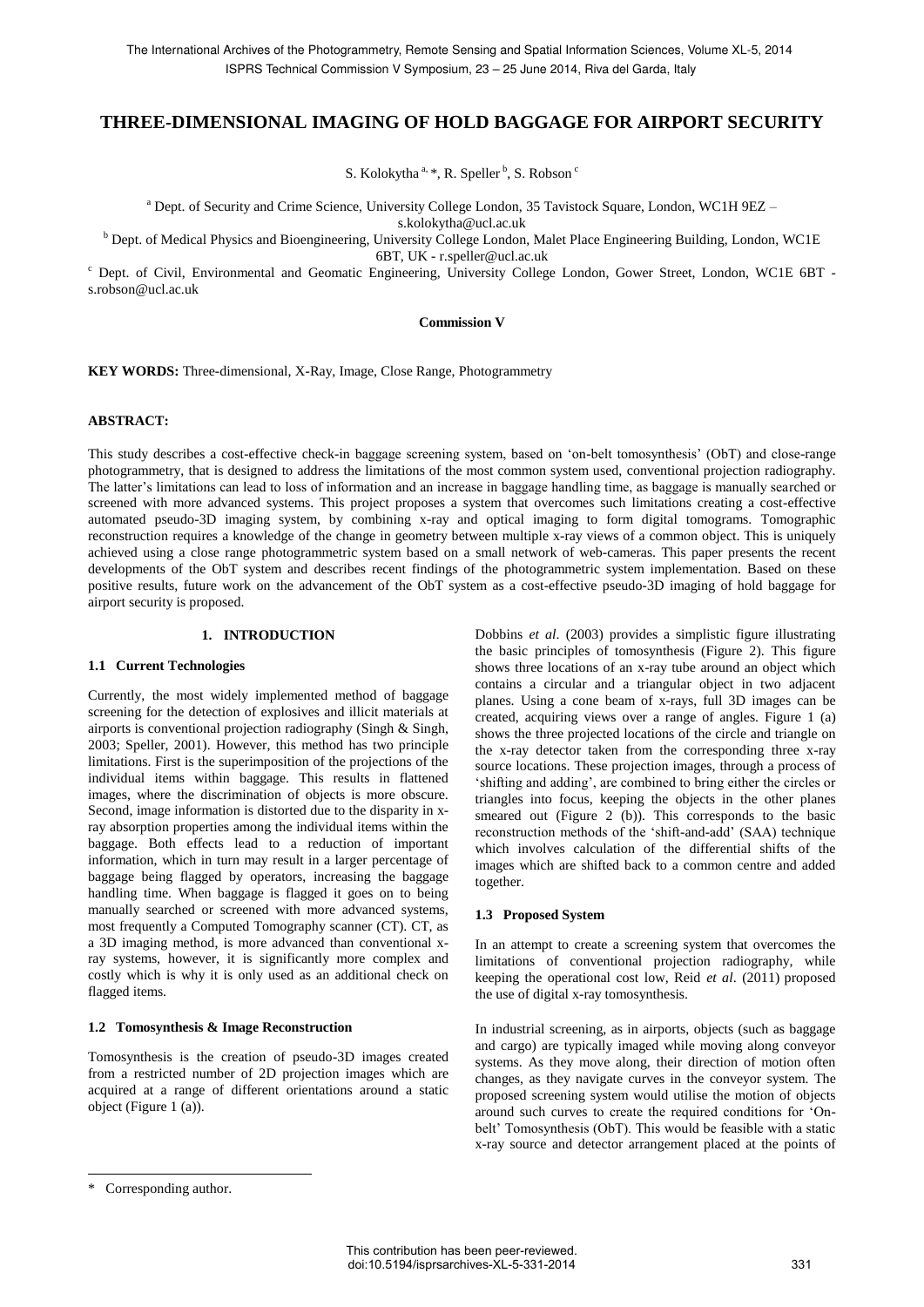# THREE-DIMENSIONAL IMAGING OF HOLD BAGGAGE FOR AIRPORT SECURITY

S. Kolokytha [a, *], R. Speller [b], S. Robson [c]

[a] Dept. of Security and Crime Science, University College London, 35 Tavistock Square, London, WC1H 9EZ – s.kolokytha@ucl.ac.uk

[b] Dept. of Medical Physics and Bioengineering, University College London, Malet Place Engineering Building, London, WC1E 6BT, UK - r.speller@ucl.ac.uk

[c] Dept. of Civil, Environmental and Geomatic Engineering, University College London, Gower Street, London, WC1E 6BT - s.robson@ucl.ac.uk

**Commission V**

**KEY WORDS:** Three-dimensional, X-Ray, Image, Close Range, Photogrammetry

**ABSTRACT:**

This study describes a cost-effective check-in baggage screening system, based on 'on-belt tomosynthesis' (ObT) and close-range photogrammetry, that is designed to address the limitations of the most common system used, conventional projection radiography. The latter's limitations can lead to loss of information and an increase in baggage handling time, as baggage is manually searched or screened with more advanced systems. This project proposes a system that overcomes such limitations creating a cost-effective automated pseudo-3D imaging system, by combining x-ray and optical imaging to form digital tomograms. Tomographic reconstruction requires a knowledge of the change in geometry between multiple x-ray views of a common object. This is uniquely achieved using a close range photogrammetric system based on a small network of web-cameras. This paper presents the recent developments of the ObT system and describes recent findings of the photogrammetric system implementation. Based on these positive results, future work on the advancement of the ObT system as a cost-effective pseudo-3D imaging of hold baggage for airport security is proposed.

## 1. INTRODUCTION

### 1.1 Current Technologies

Currently, the most widely implemented method of baggage screening for the detection of explosives and illicit materials at airports is conventional projection radiography (Singh & Singh, 2003; Speller, 2001). However, this method has two principle limitations. First is the superimposition of the projections of the individual items within baggage. This results in flattened images, where the discrimination of objects is more obscure. Second, image information is distorted due to the disparity in x-ray absorption properties among the individual items within the baggage. Both effects lead to a reduction of important information, which in turn may result in a larger percentage of baggage being flagged by operators, increasing the baggage handling time. When baggage is flagged it goes on to being manually searched or screened with more advanced systems, most frequently a Computed Tomography scanner (CT). CT, as a 3D imaging method, is more advanced than conventional x-ray systems, however, it is significantly more complex and costly which is why it is only used as an additional check on flagged items.

### 1.2 Tomosynthesis & Image Reconstruction

Tomosynthesis is the creation of pseudo-3D images created from a restricted number of 2D projection images which are acquired at a range of different orientations around a static object (Figure 1 (a)).

Dobbins *et al*. (2003) provides a simplistic figure illustrating the basic principles of tomosynthesis (Figure 2). This figure shows three locations of an x-ray tube around an object which contains a circular and a triangular object in two adjacent planes. Using a cone beam of x-rays, full 3D images can be created, acquiring views over a range of angles. Figure 1 (a) shows the three projected locations of the circle and triangle on the x-ray detector taken from the corresponding three x-ray source locations. These projection images, through a process of 'shifting and adding', are combined to bring either the circles or triangles into focus, keeping the objects in the other planes smeared out (Figure 2 (b)). This corresponds to the basic reconstruction methods of the 'shift-and-add' (SAA) technique which involves calculation of the differential shifts of the images which are shifted back to a common centre and added together.

### 1.3 Proposed System

In an attempt to create a screening system that overcomes the limitations of conventional projection radiography, while keeping the operational cost low, Reid *et al*. (2011) proposed the use of digital x-ray tomosynthesis.

In industrial screening, as in airports, objects (such as baggage and cargo) are typically imaged while moving along conveyor systems. As they move along, their direction of motion often changes, as they navigate curves in the conveyor system. The proposed screening system would utilise the motion of objects around such curves to create the required conditions for 'On-belt' Tomosynthesis (ObT). This would be feasible with a static x-ray source and detector arrangement placed at the points of

\* Corresponding author.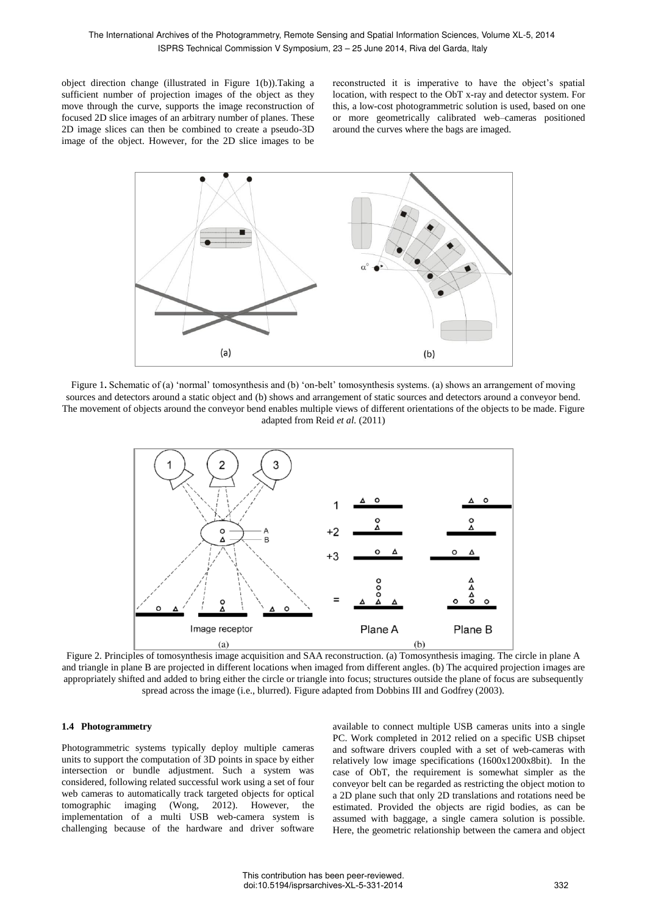object direction change (illustrated in Figure 1(b)).Taking a sufficient number of projection images of the object as they move through the curve, supports the image reconstruction of focused 2D slice images of an arbitrary number of planes. These 2D image slices can then be combined to create a pseudo-3D image of the object. However, for the 2D slice images to be reconstructed it is imperative to have the object's spatial location, with respect to the ObT x-ray and detector system. For this, a low-cost photogrammetric solution is used, based on one or more geometrically calibrated web–cameras positioned around the curves where the bags are imaged.

Figure 1. Schematic of (a) 'normal' tomosynthesis and (b) 'on-belt' tomosynthesis systems. (a) shows an arrangement of moving sources and detectors around a static object and (b) shows and arrangement of static sources and detectors around a conveyor bend. The movement of objects around the conveyor bend enables multiple views of different orientations of the objects to be made. Figure adapted from Reid *et al.* (2011)

Figure 2. Principles of tomosynthesis image acquisition and SAA reconstruction. (a) Tomosynthesis imaging. The circle in plane A and triangle in plane B are projected in different locations when imaged from different angles. (b) The acquired projection images are appropriately shifted and added to bring either the circle or triangle into focus; structures outside the plane of focus are subsequently spread across the image (i.e., blurred). Figure adapted from Dobbins III and Godfrey (2003).

### 1.4 Photogrammetry

Photogrammetric systems typically deploy multiple cameras units to support the computation of 3D points in space by either intersection or bundle adjustment. Such a system was considered, following related successful work using a set of four web cameras to automatically track targeted objects for optical tomographic imaging (Wong, 2012). However, the implementation of a multi USB web-camera system is challenging because of the hardware and driver software available to connect multiple USB cameras units into a single PC. Work completed in 2012 relied on a specific USB chipset and software drivers coupled with a set of web-cameras with relatively low image specifications (1600x1200x8bit). In the case of ObT, the requirement is somewhat simpler as the conveyor belt can be regarded as restricting the object motion to a 2D plane such that only 2D translations and rotations need be estimated. Provided the objects are rigid bodies, as can be assumed with baggage, a single camera solution is possible. Here, the geometric relationship between the camera and object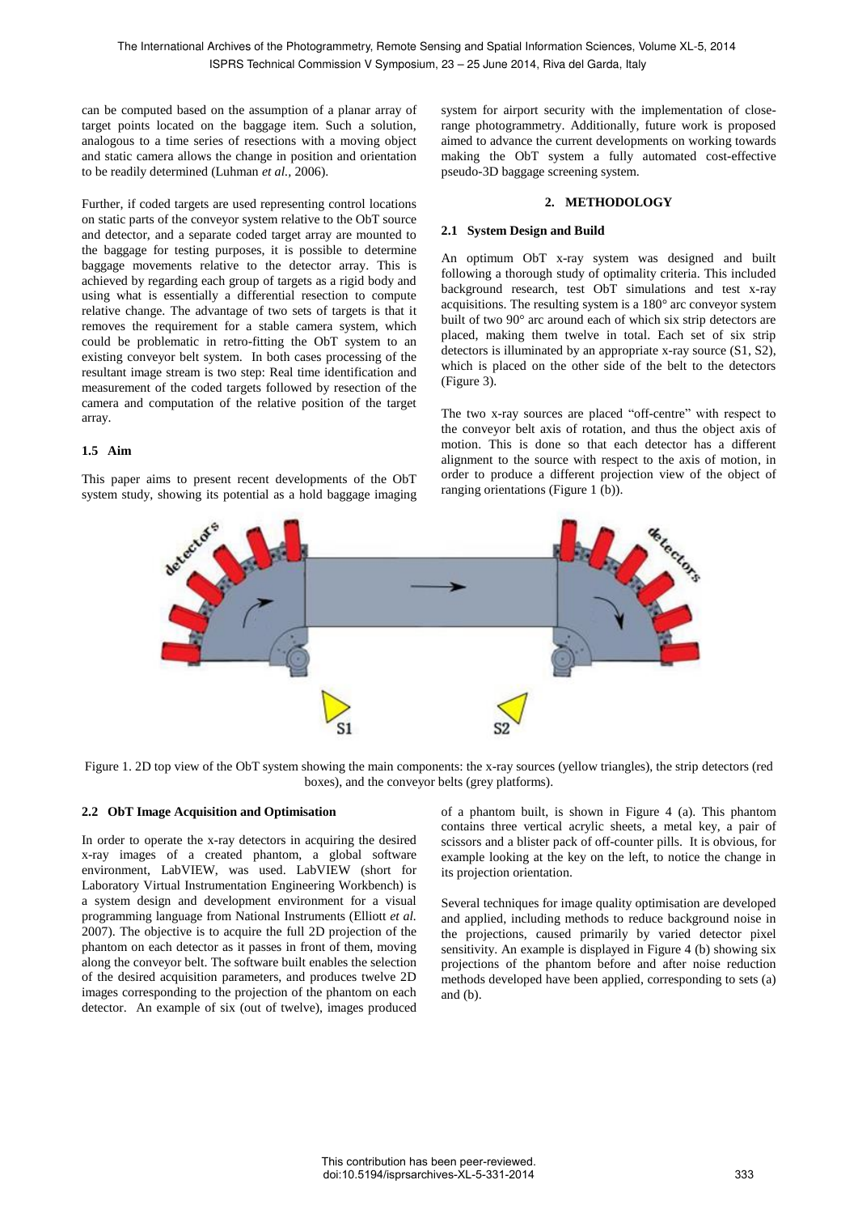can be computed based on the assumption of a planar array of target points located on the baggage item. Such a solution, analogous to a time series of resections with a moving object and static camera allows the change in position and orientation to be readily determined (Luhman *et al.*, 2006).

Further, if coded targets are used representing control locations on static parts of the conveyor system relative to the ObT source and detector, and a separate coded target array are mounted to the baggage for testing purposes, it is possible to determine baggage movements relative to the detector array. This is achieved by regarding each group of targets as a rigid body and using what is essentially a differential resection to compute relative change. The advantage of two sets of targets is that it removes the requirement for a stable camera system, which could be problematic in retro-fitting the ObT system to an existing conveyor belt system. In both cases processing of the resultant image stream is two step: Real time identification and measurement of the coded targets followed by resection of the camera and computation of the relative position of the target array.

### 1.5 Aim

This paper aims to present recent developments of the ObT system study, showing its potential as a hold baggage imaging system for airport security with the implementation of close-range photogrammetry. Additionally, future work is proposed aimed to advance the current developments on working towards making the ObT system a fully automated cost-effective pseudo-3D baggage screening system.

## 2. METHODOLOGY

### 2.1 System Design and Build

An optimum ObT x-ray system was designed and built following a thorough study of optimality criteria. This included background research, test ObT simulations and test x-ray acquisitions. The resulting system is a 180° arc conveyor system built of two 90° arc around each of which six strip detectors are placed, making them twelve in total. Each set of six strip detectors is illuminated by an appropriate x-ray source (S1, S2), which is placed on the other side of the belt to the detectors (Figure 3).

The two x-ray sources are placed "off-centre" with respect to the conveyor belt axis of rotation, and thus the object axis of motion. This is done so that each detector has a different alignment to the source with respect to the axis of motion, in order to produce a different projection view of the object of ranging orientations (Figure 1 (b)).

Figure 1. 2D top view of the ObT system showing the main components: the x-ray sources (yellow triangles), the strip detectors (red boxes), and the conveyor belts (grey platforms).

### 2.2 ObT Image Acquisition and Optimisation

In order to operate the x-ray detectors in acquiring the desired x-ray images of a created phantom, a global software environment, LabVIEW, was used. LabVIEW (short for Laboratory Virtual Instrumentation Engineering Workbench) is a system design and development environment for a visual programming language from National Instruments (Elliott *et al.* 2007). The objective is to acquire the full 2D projection of the phantom on each detector as it passes in front of them, moving along the conveyor belt. The software built enables the selection of the desired acquisition parameters, and produces twelve 2D images corresponding to the projection of the phantom on each detector. An example of six (out of twelve), images produced of a phantom built, is shown in Figure 4 (a). This phantom contains three vertical acrylic sheets, a metal key, a pair of scissors and a blister pack of off-counter pills. It is obvious, for example looking at the key on the left, to notice the change in its projection orientation.

Several techniques for image quality optimisation are developed and applied, including methods to reduce background noise in the projections, caused primarily by varied detector pixel sensitivity. An example is displayed in Figure 4 (b) showing six projections of the phantom before and after noise reduction methods developed have been applied, corresponding to sets (a) and (b).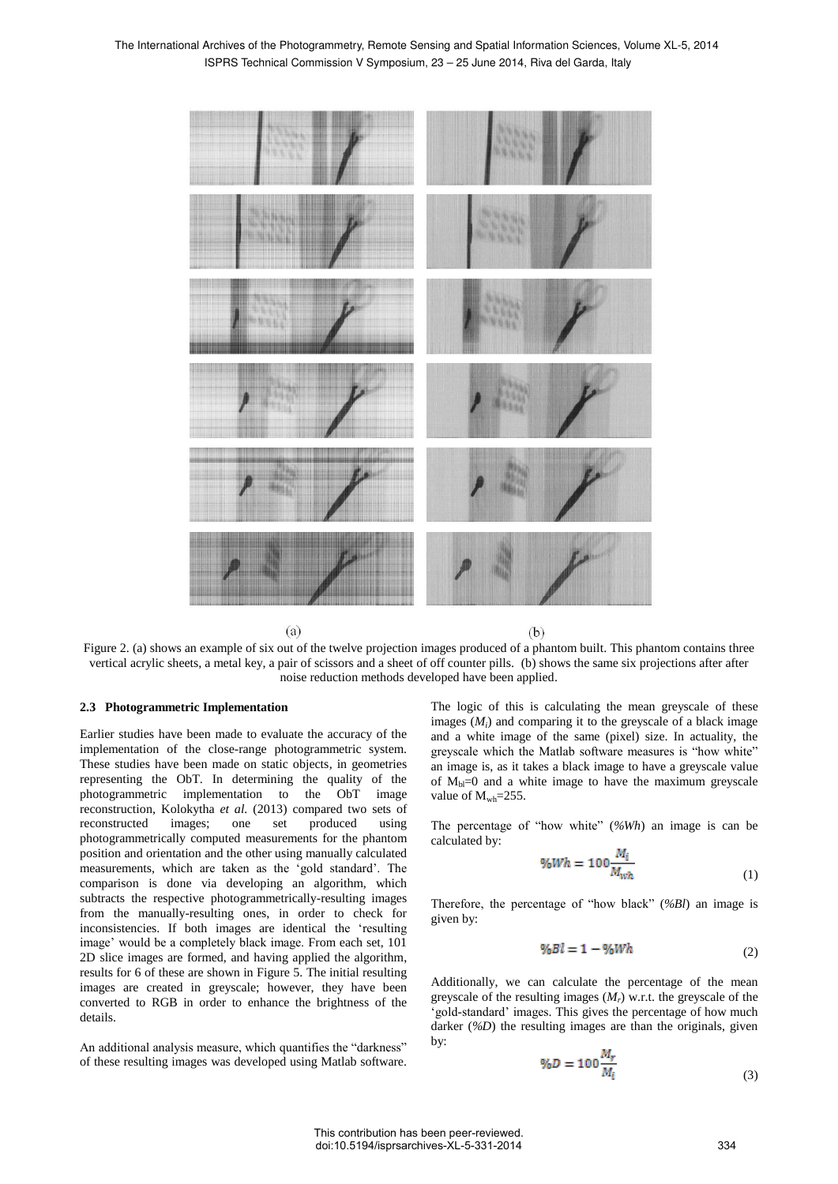(a) (b)

Figure 2. (a) shows an example of six out of the twelve projection images produced of a phantom built. This phantom contains three vertical acrylic sheets, a metal key, a pair of scissors and a sheet of off counter pills. (b) shows the same six projections after after noise reduction methods developed have been applied.

### 2.3 Photogrammetric Implementation

Earlier studies have been made to evaluate the accuracy of the implementation of the close-range photogrammetric system. These studies have been made on static objects, in geometries representing the ObT. In determining the quality of the photogrammetric implementation to the ObT image reconstruction, Kolokytha *et al.* (2013) compared two sets of reconstructed images; one set produced using photogrammetrically computed measurements for the phantom position and orientation and the other using manually calculated measurements, which are taken as the 'gold standard'. The comparison is done via developing an algorithm, which subtracts the respective photogrammetrically-resulting images from the manually-resulting ones, in order to check for inconsistencies. If both images are identical the 'resulting image' would be a completely black image. From each set, 101 2D slice images are formed, and having applied the algorithm, results for 6 of these are shown in Figure 5. The initial resulting images are created in greyscale; however, they have been converted to RGB in order to enhance the brightness of the details.

An additional analysis measure, which quantifies the "darkness" of these resulting images was developed using Matlab software. The logic of this is calculating the mean greyscale of these images ($M_i$) and comparing it to the greyscale of a black image and a white image of the same (pixel) size. In actuality, the greyscale which the Matlab software measures is "how white" an image is, as it takes a black image to have a greyscale value of $M_{bl}=0$ and a white image to have the maximum greyscale value of $M_{wh}=255$.

The percentage of "how white" (*%Wh*) an image is can be calculated by:

$$\%Wh = 100\frac{M_i}{M_{wh}} \tag{1}$$

Therefore, the percentage of "how black" (*%Bl*) an image is given by:

$$\%Bl = 1 - \%Wh \tag{2}$$

Additionally, we can calculate the percentage of the mean greyscale of the resulting images ($M_r$) w.r.t. the greyscale of the 'gold-standard' images. This gives the percentage of how much darker (*%D*) the resulting images are than the originals, given by:

$$\%D = 100\frac{M_r}{M_i} \tag{3}$$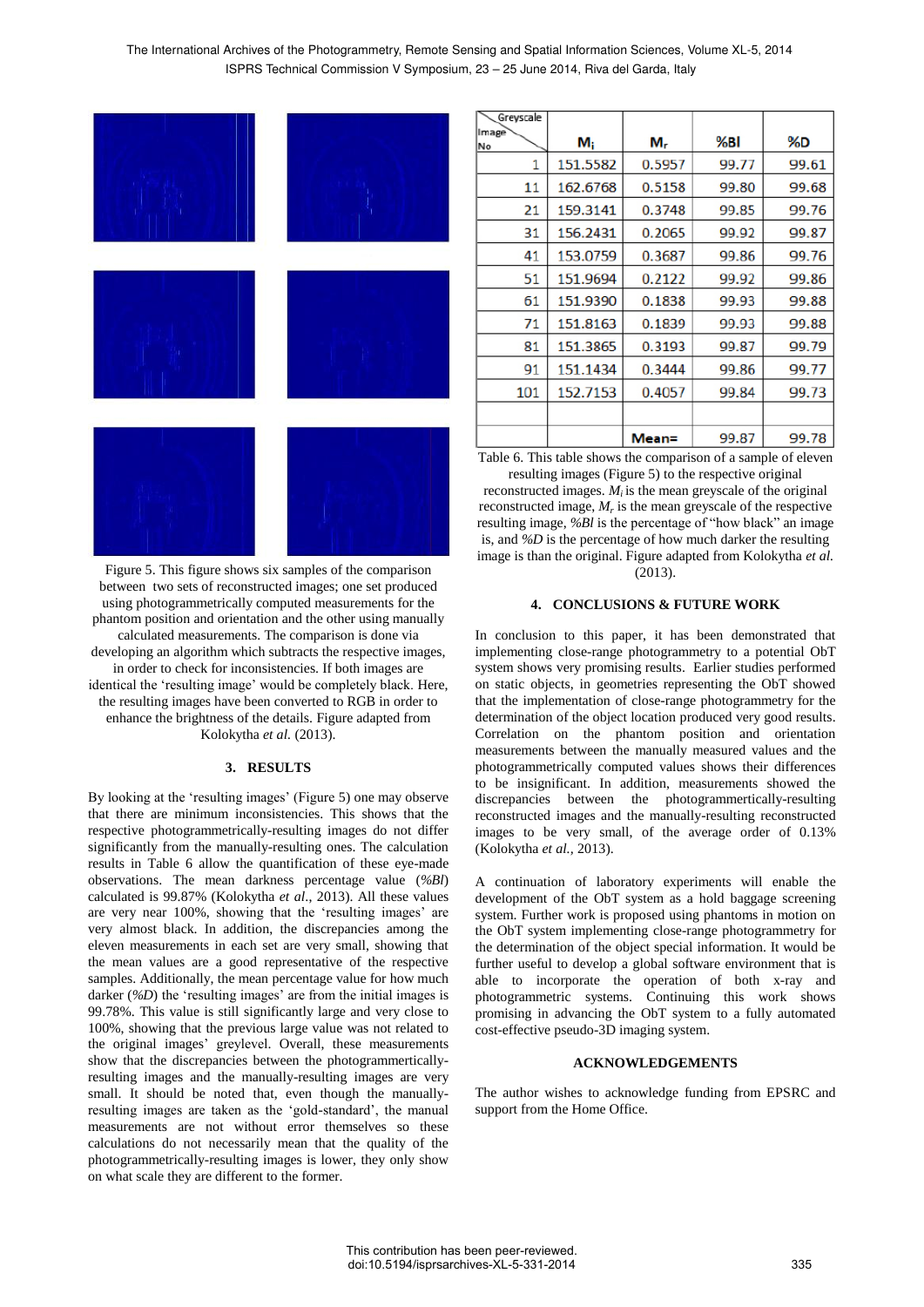Figure 5. This figure shows six samples of the comparison between two sets of reconstructed images; one set produced using photogrammetrically computed measurements for the phantom position and orientation and the other using manually calculated measurements. The comparison is done via developing an algorithm which subtracts the respective images, in order to check for inconsistencies. If both images are identical the 'resulting image' would be completely black. Here, the resulting images have been converted to RGB in order to enhance the brightness of the details. Figure adapted from Kolokytha *et al.* (2013).

## 3. RESULTS

By looking at the 'resulting images' (Figure 5) one may observe that there are minimum inconsistencies. This shows that the respective photogrammetrically-resulting images do not differ significantly from the manually-resulting ones. The calculation results in Table 6 allow the quantification of these eye-made observations. The mean darkness percentage value (*%Bl*) calculated is 99.87% (Kolokytha *et al*., 2013). All these values are very near 100%, showing that the 'resulting images' are very almost black. In addition, the discrepancies among the eleven measurements in each set are very small, showing that the mean values are a good representative of the respective samples. Additionally, the mean percentage value for how much darker (*%D*) the 'resulting images' are from the initial images is 99.78%. This value is still significantly large and very close to 100%, showing that the previous large value was not related to the original images' greylevel. Overall, these measurements show that the discrepancies between the photogrammetrically-resulting images and the manually-resulting images are very small. It should be noted that, even though the manually-resulting images are taken as the 'gold-standard', the manual measurements are not without error themselves so these calculations do not necessarily mean that the quality of the photogrammetrically-resulting images is lower, they only show on what scale they are different to the former.

| Greyscale / Image No | $M_i$ | $M_r$ | %Bl | %D |
|---|---|---|---|---|
| 1 | 151.5582 | 0.5957 | 99.77 | 99.61 |
| 11 | 162.6768 | 0.5158 | 99.80 | 99.68 |
| 21 | 159.3141 | 0.3748 | 99.85 | 99.76 |
| 31 | 156.2431 | 0.2065 | 99.92 | 99.87 |
| 41 | 153.0759 | 0.3687 | 99.86 | 99.76 |
| 51 | 151.9694 | 0.2122 | 99.92 | 99.86 |
| 61 | 151.9390 | 0.1838 | 99.93 | 99.88 |
| 71 | 151.8163 | 0.1839 | 99.93 | 99.88 |
| 81 | 151.3865 | 0.3193 | 99.87 | 99.79 |
| 91 | 151.1434 | 0.3444 | 99.86 | 99.77 |
| 101 | 152.7153 | 0.4057 | 99.84 | 99.73 |
| | | | | |
| | | Mean= | 99.87 | 99.78 |

Table 6. This table shows the comparison of a sample of eleven resulting images (Figure 5) to the respective original reconstructed images. $M_i$ is the mean greyscale of the original reconstructed image, $M_r$ is the mean greyscale of the respective resulting image, *%Bl* is the percentage of "how black" an image is, and *%D* is the percentage of how much darker the resulting image is than the original. Figure adapted from Kolokytha *et al.* (2013).

## 4. CONCLUSIONS & FUTURE WORK

In conclusion to this paper, it has been demonstrated that implementing close-range photogrammetry to a potential ObT system shows very promising results. Earlier studies performed on static objects, in geometries representing the ObT showed that the implementation of close-range photogrammetry for the determination of the object location produced very good results. Correlation on the phantom position and orientation measurements between the manually measured values and the photogrammetrically computed values shows their differences to be insignificant. In addition, measurements showed the discrepancies between the photogrammetrically-resulting reconstructed images and the manually-resulting reconstructed images to be very small, of the average order of 0.13% (Kolokytha *et al.*, 2013).

A continuation of laboratory experiments will enable the development of the ObT system as a hold baggage screening system. Further work is proposed using phantoms in motion on the ObT system implementing close-range photogrammetry for the determination of the object special information. It would be further useful to develop a global software environment that is able to incorporate the operation of both x-ray and photogrammetric systems. Continuing this work shows promising in advancing the ObT system to a fully automated cost-effective pseudo-3D imaging system.

## ACKNOWLEDGEMENTS

The author wishes to acknowledge funding from EPSRC and support from the Home Office.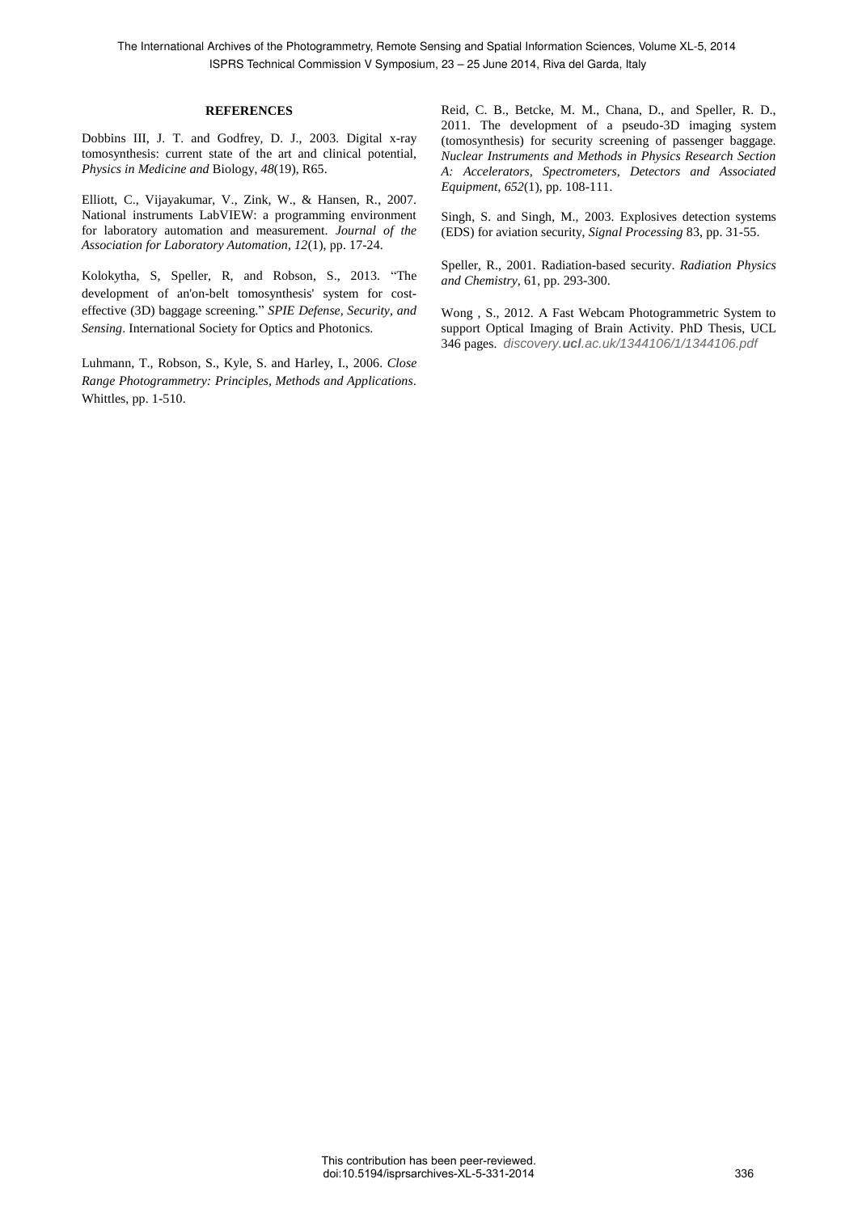**REFERENCES**

Dobbins III, J. T. and Godfrey, D. J., 2003. Digital x-ray tomosynthesis: current state of the art and clinical potential, *Physics in Medicine and* Biology, *48*(19), R65.

Elliott, C., Vijayakumar, V., Zink, W., & Hansen, R., 2007. National instruments LabVIEW: a programming environment for laboratory automation and measurement. *Journal of the Association for Laboratory Automation*, *12*(1), pp. 17-24.

Kolokytha, S, Speller, R, and Robson, S., 2013. "The development of an'on-belt tomosynthesis' system for cost-effective (3D) baggage screening." *SPIE Defense, Security, and Sensing*. International Society for Optics and Photonics.

Luhmann, T., Robson, S., Kyle, S. and Harley, I., 2006. *Close Range Photogrammetry: Principles, Methods and Applications*. Whittles, pp. 1-510.

Reid, C. B., Betcke, M. M., Chana, D., and Speller, R. D., 2011. The development of a pseudo-3D imaging system (tomosynthesis) for security screening of passenger baggage. *Nuclear Instruments and Methods in Physics Research Section A: Accelerators, Spectrometers, Detectors and Associated Equipment*, *652*(1), pp. 108-111.

Singh, S. and Singh, M., 2003. Explosives detection systems (EDS) for aviation security, *Signal Processing* 83, pp. 31-55.

Speller, R., 2001. Radiation-based security. *Radiation Physics and Chemistry*, 61, pp. 293-300.

Wong , S., 2012. A Fast Webcam Photogrammetric System to support Optical Imaging of Brain Activity. PhD Thesis, UCL 346 pages. *discovery.**ucl**.ac.uk/1344106/1/1344106.pdf*